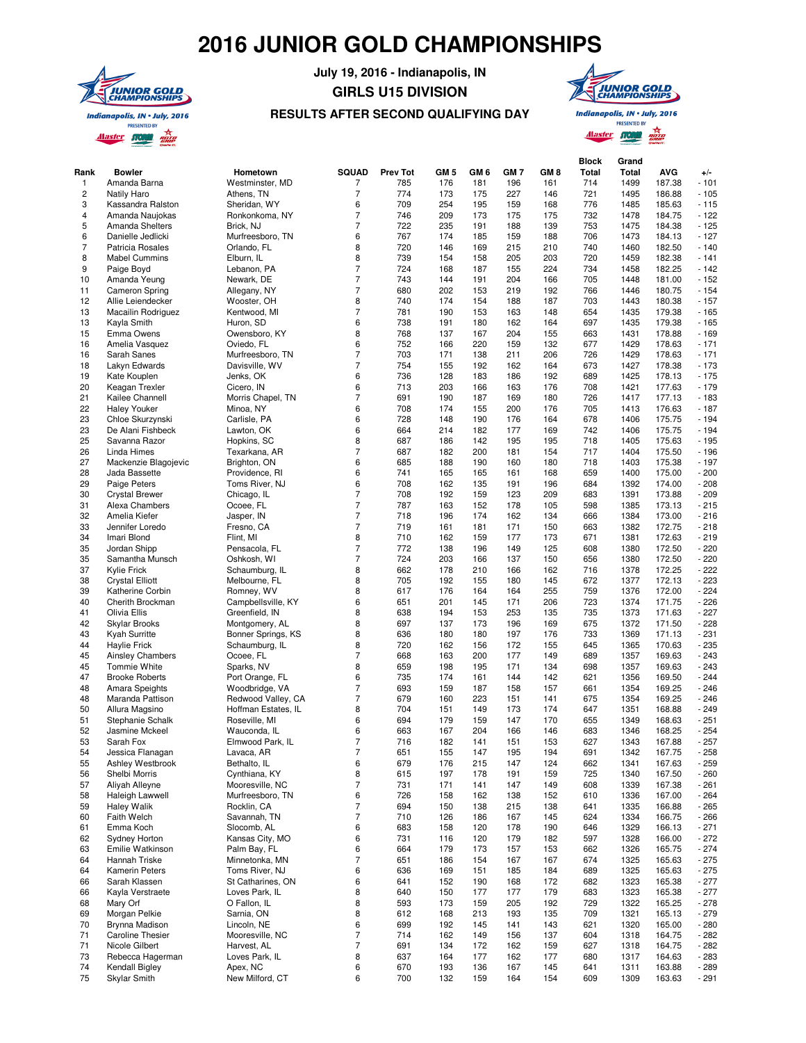# 2016 JUNIOR GOLD CHAMPIONSHIPS

**July 19, 2016 - Indianapolis, IN**

## GIRLS U15 DIVISION

### RESULTS AFTER SECOND QUALIFYING DAY

| Rank | Bowler | Hometown | SQUAD | Prev Tot | GM 5 | GM 6 | GM 7 | GM 8 | Block Total | Grand Total | AVG | +/- |
|---|---|---|---|---|---|---|---|---|---|---|---|---|
| 1 | Amanda Barna | Westminster, MD | 7 | 785 | 176 | 181 | 196 | 161 | 714 | 1499 | 187.38 | - 101 |
| 2 | Natily Haro | Athens, TN | 7 | 774 | 173 | 175 | 227 | 146 | 721 | 1495 | 186.88 | - 105 |
| 3 | Kassandra Ralston | Sheridan, WY | 6 | 709 | 254 | 195 | 159 | 168 | 776 | 1485 | 185.63 | - 115 |
| 4 | Amanda Naujokas | Ronkonkoma, NY | 7 | 746 | 209 | 173 | 175 | 175 | 732 | 1478 | 184.75 | - 122 |
| 5 | Amanda Shelters | Brick, NJ | 7 | 722 | 235 | 191 | 188 | 139 | 753 | 1475 | 184.38 | - 125 |
| 6 | Danielle Jedlicki | Murfreesboro, TN | 6 | 767 | 174 | 185 | 159 | 188 | 706 | 1473 | 184.13 | - 127 |
| 7 | Patricia Rosales | Orlando, FL | 8 | 720 | 146 | 169 | 215 | 210 | 740 | 1460 | 182.50 | - 140 |
| 8 | Mabel Cummins | Elburn, IL | 8 | 739 | 154 | 158 | 205 | 203 | 720 | 1459 | 182.38 | - 141 |
| 9 | Paige Boyd | Lebanon, PA | 7 | 724 | 168 | 187 | 155 | 224 | 734 | 1458 | 182.25 | - 142 |
| 10 | Amanda Yeung | Newark, DE | 7 | 743 | 144 | 191 | 204 | 166 | 705 | 1448 | 181.00 | - 152 |
| 11 | Cameron Spring | Allegany, NY | 7 | 680 | 202 | 153 | 219 | 192 | 766 | 1446 | 180.75 | - 154 |
| 12 | Allie Leiendecker | Wooster, OH | 8 | 740 | 174 | 154 | 188 | 187 | 703 | 1443 | 180.38 | - 157 |
| 13 | Macailin Rodriguez | Kentwood, MI | 7 | 781 | 190 | 153 | 163 | 148 | 654 | 1435 | 179.38 | - 165 |
| 13 | Kayla Smith | Huron, SD | 6 | 738 | 191 | 180 | 162 | 164 | 697 | 1435 | 179.38 | - 165 |
| 15 | Emma Owens | Owensboro, KY | 8 | 768 | 137 | 167 | 204 | 155 | 663 | 1431 | 178.88 | - 169 |
| 16 | Amelia Vasquez | Oviedo, FL | 6 | 752 | 166 | 220 | 159 | 132 | 677 | 1429 | 178.63 | - 171 |
| 16 | Sarah Sanes | Murfreesboro, TN | 7 | 703 | 171 | 138 | 211 | 206 | 726 | 1429 | 178.63 | - 171 |
| 18 | Lakyn Edwards | Davisville, WV | 7 | 754 | 155 | 192 | 162 | 164 | 673 | 1427 | 178.38 | - 173 |
| 19 | Kate Kouplen | Jenks, OK | 6 | 736 | 128 | 183 | 186 | 192 | 689 | 1425 | 178.13 | - 175 |
| 20 | Keagan Trexler | Cicero, IN | 6 | 713 | 203 | 166 | 163 | 176 | 708 | 1421 | 177.63 | - 179 |
| 21 | Kailee Channell | Morris Chapel, TN | 7 | 691 | 190 | 187 | 169 | 180 | 726 | 1417 | 177.13 | - 183 |
| 22 | Haley Youker | Minoa, NY | 6 | 708 | 174 | 155 | 200 | 176 | 705 | 1413 | 176.63 | - 187 |
| 23 | Chloe Skurzynski | Carlisle, PA | 6 | 728 | 148 | 190 | 176 | 164 | 678 | 1406 | 175.75 | - 194 |
| 23 | De Alani Fishbeck | Lawton, OK | 6 | 664 | 214 | 182 | 177 | 169 | 742 | 1406 | 175.75 | - 194 |
| 25 | Savanna Razor | Hopkins, SC | 8 | 687 | 186 | 142 | 195 | 195 | 718 | 1405 | 175.63 | - 195 |
| 26 | Linda Himes | Texarkana, AR | 7 | 687 | 182 | 200 | 181 | 154 | 717 | 1404 | 175.50 | - 196 |
| 27 | Mackenzie Blagojevic | Brighton, ON | 6 | 685 | 188 | 190 | 160 | 180 | 718 | 1403 | 175.38 | - 197 |
| 28 | Jada Bassette | Providence, RI | 6 | 741 | 165 | 165 | 161 | 168 | 659 | 1400 | 175.00 | - 200 |
| 29 | Paige Peters | Toms River, NJ | 6 | 708 | 162 | 135 | 191 | 196 | 684 | 1392 | 174.00 | - 208 |
| 30 | Crystal Brewer | Chicago, IL | 7 | 708 | 192 | 159 | 123 | 209 | 683 | 1391 | 173.88 | - 209 |
| 31 | Alexa Chambers | Ocoee, FL | 7 | 787 | 163 | 152 | 178 | 105 | 598 | 1385 | 173.13 | - 215 |
| 32 | Amelia Kiefer | Jasper, IN | 7 | 718 | 196 | 174 | 162 | 134 | 666 | 1384 | 173.00 | - 216 |
| 33 | Jennifer Loredo | Fresno, CA | 7 | 719 | 161 | 181 | 171 | 150 | 663 | 1382 | 172.75 | - 218 |
| 34 | Imari Blond | Flint, MI | 8 | 710 | 162 | 159 | 177 | 173 | 671 | 1381 | 172.63 | - 219 |
| 35 | Jordan Shipp | Pensacola, FL | 7 | 772 | 138 | 196 | 149 | 125 | 608 | 1380 | 172.50 | - 220 |
| 35 | Samantha Munsch | Oshkosh, WI | 7 | 724 | 203 | 166 | 137 | 150 | 656 | 1380 | 172.50 | - 220 |
| 37 | Kylie Frick | Schaumburg, IL | 8 | 662 | 178 | 210 | 166 | 162 | 716 | 1378 | 172.25 | - 222 |
| 38 | Crystal Elliott | Melbourne, FL | 8 | 705 | 192 | 155 | 180 | 145 | 672 | 1377 | 172.13 | - 223 |
| 39 | Katherine Corbin | Romney, WV | 8 | 617 | 176 | 164 | 164 | 255 | 759 | 1376 | 172.00 | - 224 |
| 40 | Cherith Brockman | Campbellsville, KY | 6 | 651 | 201 | 145 | 171 | 206 | 723 | 1374 | 171.75 | - 226 |
| 41 | Olivia Ellis | Greenfield, IN | 8 | 638 | 194 | 153 | 253 | 135 | 735 | 1373 | 171.63 | - 227 |
| 42 | Skylar Brooks | Montgomery, AL | 8 | 697 | 137 | 173 | 196 | 169 | 675 | 1372 | 171.50 | - 228 |
| 43 | Kyah Surritte | Bonner Springs, KS | 8 | 636 | 180 | 180 | 197 | 176 | 733 | 1369 | 171.13 | - 231 |
| 44 | Haylie Frick | Schaumburg, IL | 8 | 720 | 162 | 156 | 172 | 155 | 645 | 1365 | 170.63 | - 235 |
| 45 | Ainsley Chambers | Ocoee, FL | 7 | 668 | 163 | 200 | 177 | 149 | 689 | 1357 | 169.63 | - 243 |
| 45 | Tommie White | Sparks, NV | 8 | 659 | 198 | 195 | 171 | 134 | 698 | 1357 | 169.63 | - 243 |
| 47 | Brooke Roberts | Port Orange, FL | 6 | 735 | 174 | 161 | 144 | 142 | 621 | 1356 | 169.50 | - 244 |
| 48 | Amara Speights | Woodbridge, VA | 7 | 693 | 159 | 187 | 158 | 157 | 661 | 1354 | 169.25 | - 246 |
| 48 | Maranda Pattison | Redwood Valley, CA | 7 | 679 | 160 | 223 | 151 | 141 | 675 | 1354 | 169.25 | - 246 |
| 50 | Allura Magsino | Hoffman Estates, IL | 8 | 704 | 151 | 149 | 173 | 174 | 647 | 1351 | 168.88 | - 249 |
| 51 | Stephanie Schalk | Roseville, MI | 6 | 694 | 179 | 159 | 147 | 170 | 655 | 1349 | 168.63 | - 251 |
| 52 | Jasmine Mckeel | Wauconda, IL | 6 | 663 | 167 | 204 | 166 | 146 | 683 | 1346 | 168.25 | - 254 |
| 53 | Sarah Fox | Elmwood Park, IL | 7 | 716 | 182 | 141 | 151 | 153 | 627 | 1343 | 167.88 | - 257 |
| 54 | Jessica Flanagan | Lavaca, AR | 7 | 651 | 155 | 147 | 195 | 194 | 691 | 1342 | 167.75 | - 258 |
| 55 | Ashley Westbrook | Bethalto, IL | 6 | 679 | 176 | 215 | 147 | 124 | 662 | 1341 | 167.63 | - 259 |
| 56 | Shelbi Morris | Cynthiana, KY | 8 | 615 | 197 | 178 | 191 | 159 | 725 | 1340 | 167.50 | - 260 |
| 57 | Aliyah Alleyne | Mooresville, NC | 7 | 731 | 171 | 141 | 147 | 149 | 608 | 1339 | 167.38 | - 261 |
| 58 | Haleigh Lawwell | Murfreesboro, TN | 6 | 726 | 158 | 162 | 138 | 152 | 610 | 1336 | 167.00 | - 264 |
| 59 | Haley Walik | Rocklin, CA | 7 | 694 | 150 | 138 | 215 | 138 | 641 | 1335 | 166.88 | - 265 |
| 60 | Faith Welch | Savannah, TN | 7 | 710 | 126 | 186 | 167 | 145 | 624 | 1334 | 166.75 | - 266 |
| 61 | Emma Koch | Slocomb, AL | 6 | 683 | 158 | 120 | 178 | 190 | 646 | 1329 | 166.13 | - 271 |
| 62 | Sydney Horton | Kansas City, MO | 6 | 731 | 116 | 120 | 179 | 182 | 597 | 1328 | 166.00 | - 272 |
| 63 | Emilie Watkinson | Palm Bay, FL | 6 | 664 | 179 | 173 | 157 | 153 | 662 | 1326 | 165.75 | - 274 |
| 64 | Hannah Triske | Minnetonka, MN | 7 | 651 | 186 | 154 | 167 | 167 | 674 | 1325 | 165.63 | - 275 |
| 64 | Kamerin Peters | Toms River, NJ | 6 | 636 | 169 | 151 | 185 | 184 | 689 | 1325 | 165.63 | - 275 |
| 66 | Sarah Klassen | St Catharines, ON | 6 | 641 | 152 | 190 | 168 | 172 | 682 | 1323 | 165.38 | - 277 |
| 66 | Kayla Verstraete | Loves Park, IL | 8 | 640 | 150 | 177 | 177 | 179 | 683 | 1323 | 165.38 | - 277 |
| 68 | Mary Orf | O Fallon, IL | 8 | 593 | 173 | 159 | 205 | 192 | 729 | 1322 | 165.25 | - 278 |
| 69 | Morgan Pelkie | Sarnia, ON | 8 | 612 | 168 | 213 | 193 | 135 | 709 | 1321 | 165.13 | - 279 |
| 70 | Brynna Madison | Lincoln, NE | 6 | 699 | 192 | 145 | 141 | 143 | 621 | 1320 | 165.00 | - 280 |
| 71 | Caroline Thesier | Mooresville, NC | 7 | 714 | 162 | 149 | 156 | 137 | 604 | 1318 | 164.75 | - 282 |
| 71 | Nicole Gilbert | Harvest, AL | 7 | 691 | 134 | 172 | 162 | 159 | 627 | 1318 | 164.75 | - 282 |
| 73 | Rebecca Hageman | Loves Park, IL | 8 | 637 | 164 | 177 | 162 | 177 | 680 | 1317 | 164.63 | - 283 |
| 74 | Kendall Bigley | Apex, NC | 6 | 670 | 193 | 136 | 167 | 145 | 641 | 1311 | 163.88 | - 289 |
| 75 | Skylar Smith | New Milford, CT | 6 | 700 | 132 | 159 | 164 | 154 | 609 | 1309 | 163.63 | - 291 |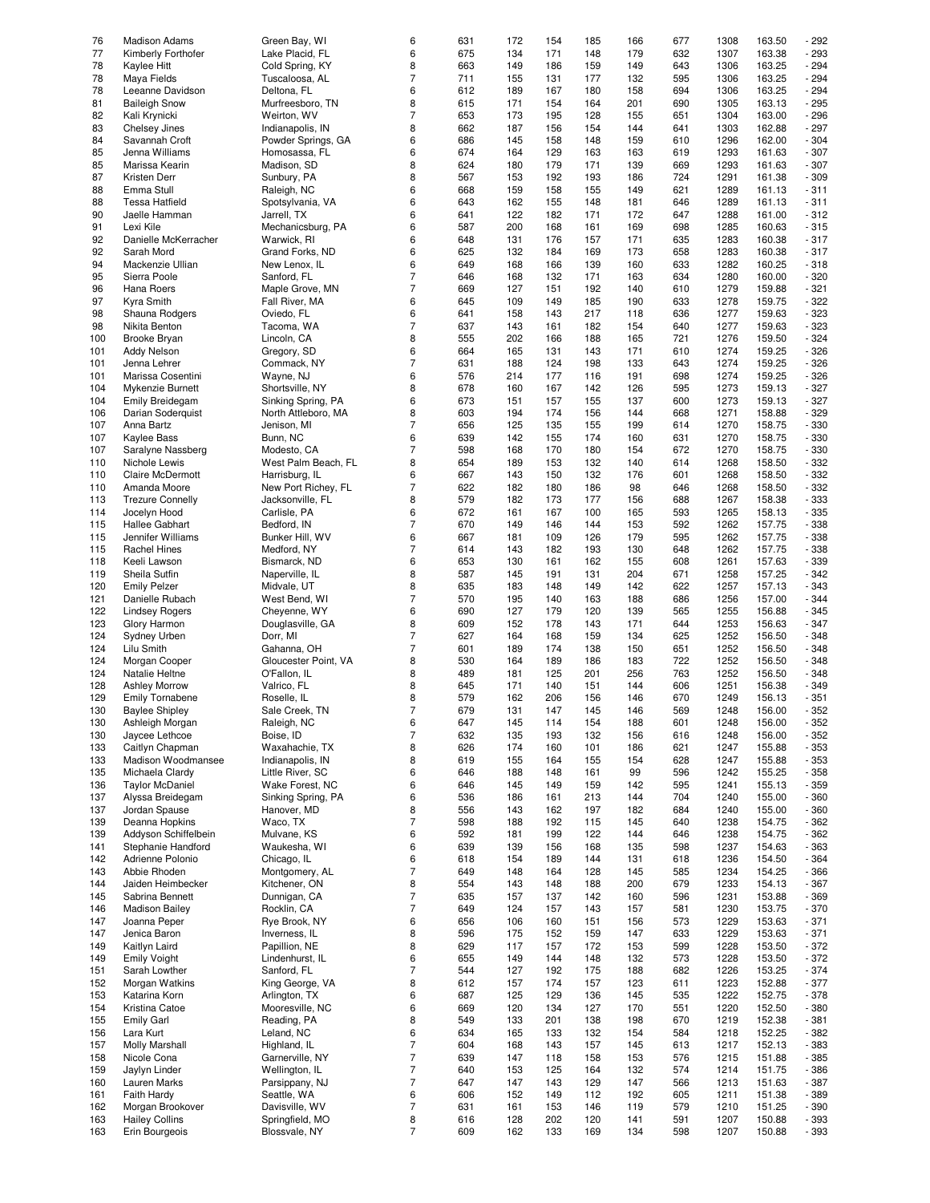| | | | | | | | | | | | | |
|---|---|---|---|---|---|---|---|---|---|---|---|---|
| 76 | Madison Adams | Green Bay, WI | 6 | 631 | 172 | 154 | 185 | 166 | 677 | 1308 | 163.50 | - 292 |
| 77 | Kimberly Forthofer | Lake Placid, FL | 6 | 675 | 134 | 171 | 148 | 179 | 632 | 1307 | 163.38 | - 293 |
| 78 | Kaylee Hitt | Cold Spring, KY | 8 | 663 | 149 | 186 | 159 | 149 | 643 | 1306 | 163.25 | - 294 |
| 78 | Maya Fields | Tuscaloosa, AL | 7 | 711 | 155 | 131 | 177 | 132 | 595 | 1306 | 163.25 | - 294 |
| 78 | Leeanne Davidson | Deltona, FL | 6 | 612 | 189 | 167 | 180 | 158 | 694 | 1306 | 163.25 | - 294 |
| 81 | Baileigh Snow | Murfreesboro, TN | 8 | 615 | 171 | 154 | 164 | 201 | 690 | 1305 | 163.13 | - 295 |
| 82 | Kali Krynicki | Weirton, WV | 7 | 653 | 173 | 195 | 128 | 155 | 651 | 1304 | 163.00 | - 296 |
| 83 | Chelsey Jines | Indianapolis, IN | 8 | 662 | 187 | 156 | 154 | 144 | 641 | 1303 | 162.88 | - 297 |
| 84 | Savannah Croft | Powder Springs, GA | 6 | 686 | 145 | 158 | 148 | 159 | 610 | 1296 | 162.00 | - 304 |
| 85 | Jenna Williams | Homosassa, FL | 6 | 674 | 164 | 129 | 163 | 163 | 619 | 1293 | 161.63 | - 307 |
| 85 | Marissa Kearin | Madison, SD | 8 | 624 | 180 | 179 | 171 | 139 | 669 | 1293 | 161.63 | - 307 |
| 87 | Kristen Derr | Sunbury, PA | 8 | 567 | 153 | 192 | 193 | 186 | 724 | 1291 | 161.38 | - 309 |
| 88 | Emma Stull | Raleigh, NC | 6 | 668 | 159 | 158 | 155 | 149 | 621 | 1289 | 161.13 | - 311 |
| 88 | Tessa Hatfield | Spotsylvania, VA | 6 | 643 | 162 | 155 | 148 | 181 | 646 | 1289 | 161.13 | - 311 |
| 90 | Jaelle Hamman | Jarrell, TX | 6 | 641 | 122 | 182 | 171 | 172 | 647 | 1288 | 161.00 | - 312 |
| 91 | Lexi Kile | Mechanicsburg, PA | 6 | 587 | 200 | 168 | 161 | 169 | 698 | 1285 | 160.63 | - 315 |
| 92 | Danielle McKerracher | Warwick, RI | 6 | 648 | 131 | 176 | 157 | 171 | 635 | 1283 | 160.38 | - 317 |
| 92 | Sarah Mord | Grand Forks, ND | 6 | 625 | 132 | 184 | 169 | 173 | 658 | 1283 | 160.38 | - 317 |
| 94 | Mackenzie Ullian | New Lenox, IL | 6 | 649 | 168 | 166 | 139 | 160 | 633 | 1282 | 160.25 | - 318 |
| 95 | Sierra Poole | Sanford, FL | 7 | 646 | 168 | 132 | 171 | 163 | 634 | 1280 | 160.00 | - 320 |
| 96 | Hana Roers | Maple Grove, MN | 7 | 669 | 127 | 151 | 192 | 140 | 610 | 1279 | 159.88 | - 321 |
| 97 | Kyra Smith | Fall River, MA | 6 | 645 | 109 | 149 | 185 | 190 | 633 | 1278 | 159.75 | - 322 |
| 98 | Shauna Rodgers | Oviedo, FL | 6 | 641 | 158 | 143 | 217 | 118 | 636 | 1277 | 159.63 | - 323 |
| 98 | Nikita Benton | Tacoma, WA | 7 | 637 | 143 | 161 | 182 | 154 | 640 | 1277 | 159.63 | - 323 |
| 100 | Brooke Bryan | Lincoln, CA | 8 | 555 | 202 | 166 | 188 | 165 | 721 | 1276 | 159.50 | - 324 |
| 101 | Addy Nelson | Gregory, SD | 6 | 664 | 165 | 131 | 143 | 171 | 610 | 1274 | 159.25 | - 326 |
| 101 | Jenna Lehrer | Commack, NY | 7 | 631 | 188 | 124 | 198 | 133 | 643 | 1274 | 159.25 | - 326 |
| 101 | Marissa Cosentini | Wayne, NJ | 6 | 576 | 214 | 177 | 116 | 191 | 698 | 1274 | 159.25 | - 326 |
| 104 | Mykenzie Burnett | Shortsville, NY | 8 | 678 | 160 | 167 | 142 | 126 | 595 | 1273 | 159.13 | - 327 |
| 104 | Emily Breidegam | Sinking Spring, PA | 6 | 673 | 151 | 157 | 155 | 137 | 600 | 1273 | 159.13 | - 327 |
| 106 | Darian Soderquist | North Attleboro, MA | 8 | 603 | 194 | 174 | 156 | 144 | 668 | 1271 | 158.88 | - 329 |
| 107 | Anna Bartz | Jenison, MI | 7 | 656 | 125 | 135 | 155 | 199 | 614 | 1270 | 158.75 | - 330 |
| 107 | Kaylee Bass | Bunn, NC | 6 | 639 | 142 | 155 | 174 | 160 | 631 | 1270 | 158.75 | - 330 |
| 107 | Saralyne Nassberg | Modesto, CA | 7 | 598 | 168 | 170 | 180 | 154 | 672 | 1270 | 158.75 | - 330 |
| 110 | Nichole Lewis | West Palm Beach, FL | 8 | 654 | 189 | 153 | 132 | 140 | 614 | 1268 | 158.50 | - 332 |
| 110 | Claire McDermott | Harrisburg, IL | 6 | 667 | 143 | 150 | 132 | 176 | 601 | 1268 | 158.50 | - 332 |
| 110 | Amanda Moore | New Port Richey, FL | 7 | 622 | 182 | 180 | 186 | 98 | 646 | 1268 | 158.50 | - 332 |
| 113 | Trezure Connelly | Jacksonville, FL | 8 | 579 | 182 | 173 | 177 | 156 | 688 | 1267 | 158.38 | - 333 |
| 114 | Jocelyn Hood | Carlisle, PA | 6 | 672 | 161 | 167 | 100 | 165 | 593 | 1265 | 158.13 | - 335 |
| 115 | Hallee Gabhart | Bedford, IN | 7 | 670 | 149 | 146 | 144 | 153 | 592 | 1262 | 157.75 | - 338 |
| 115 | Jennifer Williams | Bunker Hill, WV | 6 | 667 | 181 | 109 | 126 | 179 | 595 | 1262 | 157.75 | - 338 |
| 115 | Rachel Hines | Medford, NY | 7 | 614 | 143 | 182 | 193 | 130 | 648 | 1262 | 157.75 | - 338 |
| 118 | Keeli Lawson | Bismarck, ND | 6 | 653 | 130 | 161 | 162 | 155 | 608 | 1261 | 157.63 | - 339 |
| 119 | Sheila Sutfin | Naperville, IL | 8 | 587 | 145 | 191 | 131 | 204 | 671 | 1258 | 157.25 | - 342 |
| 120 | Emily Pelzer | Midvale, UT | 8 | 635 | 183 | 148 | 149 | 142 | 622 | 1257 | 157.13 | - 343 |
| 121 | Danielle Rubach | West Bend, WI | 7 | 570 | 195 | 140 | 163 | 188 | 686 | 1256 | 157.00 | - 344 |
| 122 | Lindsey Rogers | Cheyenne, WY | 6 | 690 | 127 | 179 | 120 | 139 | 565 | 1255 | 156.88 | - 345 |
| 123 | Glory Harmon | Douglasville, GA | 8 | 609 | 152 | 178 | 143 | 171 | 644 | 1253 | 156.63 | - 347 |
| 124 | Sydney Urben | Dorr, MI | 7 | 627 | 164 | 168 | 159 | 134 | 625 | 1252 | 156.50 | - 348 |
| 124 | Lilu Smith | Gahanna, OH | 7 | 601 | 189 | 174 | 138 | 150 | 651 | 1252 | 156.50 | - 348 |
| 124 | Morgan Cooper | Gloucester Point, VA | 8 | 530 | 164 | 189 | 186 | 183 | 722 | 1252 | 156.50 | - 348 |
| 124 | Natalie Heltne | O'Fallon, IL | 8 | 489 | 181 | 125 | 201 | 256 | 763 | 1252 | 156.50 | - 348 |
| 128 | Ashley Morrow | Valrico, FL | 8 | 645 | 171 | 140 | 151 | 144 | 606 | 1251 | 156.38 | - 349 |
| 129 | Emily Tornabene | Roselle, IL | 8 | 579 | 162 | 206 | 156 | 146 | 670 | 1249 | 156.13 | - 351 |
| 130 | Baylee Shipley | Sale Creek, TN | 7 | 679 | 131 | 147 | 145 | 146 | 569 | 1248 | 156.00 | - 352 |
| 130 | Ashleigh Morgan | Raleigh, NC | 6 | 647 | 145 | 114 | 154 | 188 | 601 | 1248 | 156.00 | - 352 |
| 130 | Jaycee Lethcoe | Boise, ID | 7 | 632 | 135 | 193 | 132 | 156 | 616 | 1248 | 156.00 | - 352 |
| 133 | Caitlyn Chapman | Waxahachie, TX | 8 | 626 | 174 | 160 | 101 | 186 | 621 | 1247 | 155.88 | - 353 |
| 133 | Madison Woodmansee | Indianapolis, IN | 8 | 619 | 155 | 164 | 155 | 154 | 628 | 1247 | 155.88 | - 353 |
| 135 | Michaela Clardy | Little River, SC | 6 | 646 | 188 | 148 | 161 | 99 | 596 | 1242 | 155.25 | - 358 |
| 136 | Taylor McDaniel | Wake Forest, NC | 6 | 646 | 145 | 149 | 159 | 142 | 595 | 1241 | 155.13 | - 359 |
| 137 | Alyssa Breidegam | Sinking Spring, PA | 6 | 536 | 186 | 161 | 213 | 144 | 704 | 1240 | 155.00 | - 360 |
| 137 | Jordan Spause | Hanover, MD | 8 | 556 | 143 | 162 | 197 | 182 | 684 | 1240 | 155.00 | - 360 |
| 139 | Deanna Hopkins | Waco, TX | 7 | 598 | 188 | 192 | 115 | 145 | 640 | 1238 | 154.75 | - 362 |
| 139 | Addyson Schiffelbein | Mulvane, KS | 6 | 592 | 181 | 199 | 122 | 144 | 646 | 1238 | 154.75 | - 362 |
| 141 | Stephanie Handford | Waukesha, WI | 6 | 639 | 139 | 156 | 168 | 135 | 598 | 1237 | 154.63 | - 363 |
| 142 | Adrienne Polonio | Chicago, IL | 6 | 618 | 154 | 189 | 144 | 131 | 618 | 1236 | 154.50 | - 364 |
| 143 | Abbie Rhoden | Montgomery, AL | 7 | 649 | 148 | 164 | 128 | 145 | 585 | 1234 | 154.25 | - 366 |
| 144 | Jaiden Heimbecker | Kitchener, ON | 8 | 554 | 143 | 148 | 188 | 200 | 679 | 1233 | 154.13 | - 367 |
| 145 | Sabrina Bennett | Dunnigan, CA | 7 | 635 | 157 | 137 | 142 | 160 | 596 | 1231 | 153.88 | - 369 |
| 146 | Madison Bailey | Rocklin, CA | 7 | 649 | 124 | 157 | 143 | 157 | 581 | 1230 | 153.75 | - 370 |
| 147 | Joanna Peper | Rye Brook, NY | 6 | 656 | 106 | 160 | 151 | 156 | 573 | 1229 | 153.63 | - 371 |
| 147 | Jenica Baron | Inverness, IL | 8 | 596 | 175 | 152 | 159 | 147 | 633 | 1229 | 153.63 | - 371 |
| 149 | Kaitlyn Laird | Papillion, NE | 8 | 629 | 117 | 157 | 172 | 153 | 599 | 1228 | 153.50 | - 372 |
| 149 | Emily Voight | Lindenhurst, IL | 6 | 655 | 149 | 144 | 148 | 132 | 573 | 1228 | 153.50 | - 372 |
| 151 | Sarah Lowther | Sanford, FL | 7 | 544 | 127 | 192 | 175 | 188 | 682 | 1226 | 153.25 | - 374 |
| 152 | Morgan Watkins | King George, VA | 8 | 612 | 157 | 174 | 157 | 123 | 611 | 1223 | 152.88 | - 377 |
| 153 | Katarina Korn | Arlington, TX | 6 | 687 | 125 | 129 | 136 | 145 | 535 | 1222 | 152.75 | - 378 |
| 154 | Kristina Catoe | Mooresville, NC | 6 | 669 | 120 | 134 | 127 | 170 | 551 | 1220 | 152.50 | - 380 |
| 155 | Emily Garl | Reading, PA | 8 | 549 | 133 | 201 | 138 | 198 | 670 | 1219 | 152.38 | - 381 |
| 156 | Lara Kurt | Leland, NC | 6 | 634 | 165 | 133 | 132 | 154 | 584 | 1218 | 152.25 | - 382 |
| 157 | Molly Marshall | Highland, IL | 7 | 604 | 168 | 143 | 157 | 145 | 613 | 1217 | 152.13 | - 383 |
| 158 | Nicole Cona | Garnerville, NY | 7 | 639 | 147 | 118 | 158 | 153 | 576 | 1215 | 151.88 | - 385 |
| 159 | Jaylyn Linder | Wellington, IL | 7 | 640 | 153 | 125 | 164 | 132 | 574 | 1214 | 151.75 | - 386 |
| 160 | Lauren Marks | Parsippany, NJ | 7 | 647 | 147 | 143 | 129 | 147 | 566 | 1213 | 151.63 | - 387 |
| 161 | Faith Hardy | Seattle, WA | 6 | 606 | 152 | 149 | 112 | 192 | 605 | 1211 | 151.38 | - 389 |
| 162 | Morgan Brookover | Davisville, WV | 7 | 631 | 161 | 153 | 146 | 119 | 579 | 1210 | 151.25 | - 390 |
| 163 | Hailey Collins | Springfield, MO | 8 | 616 | 128 | 202 | 120 | 141 | 591 | 1207 | 150.88 | - 393 |
| 163 | Erin Bourgeois | Blossvale, NY | 7 | 609 | 162 | 133 | 169 | 134 | 598 | 1207 | 150.88 | - 393 |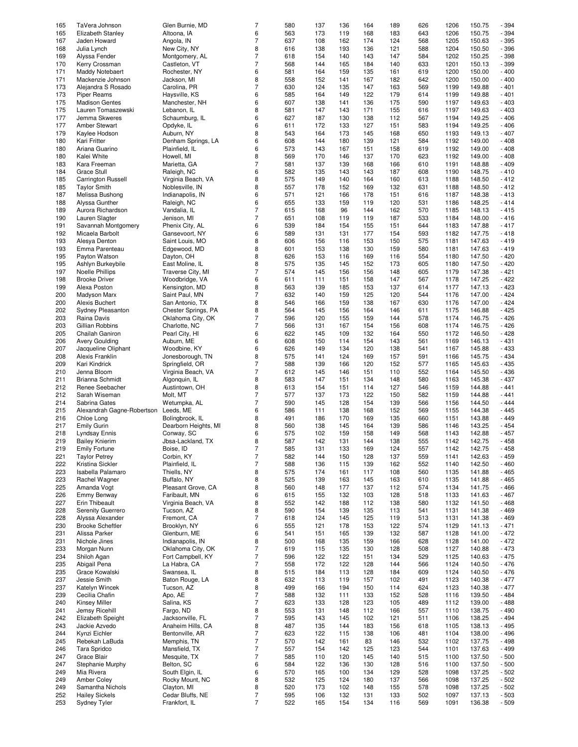| 165 | TaVera Johnson | Glen Burnie, MD | 7 | 580 | 137 | 136 | 164 | 189 | 626 | 1206 | 150.75 | - 394 |
|---|---|---|---|---|---|---|---|---|---|---|---|---|
| 165 | Elizabeth Stanley | Altoona, IA | 6 | 563 | 173 | 119 | 168 | 183 | 643 | 1206 | 150.75 | - 394 |
| 167 | Jaden Howard | Angola, IN | 7 | 637 | 108 | 162 | 174 | 124 | 568 | 1205 | 150.63 | - 395 |
| 168 | Julia Lynch | New City, NY | 8 | 616 | 138 | 193 | 136 | 121 | 588 | 1204 | 150.50 | - 396 |
| 169 | Alyssa Fender | Montgomery, AL | 7 | 618 | 154 | 140 | 143 | 147 | 584 | 1202 | 150.25 | - 398 |
| 170 | Kerry Crossman | Castleton, VT | 7 | 568 | 144 | 165 | 184 | 140 | 633 | 1201 | 150.13 | - 399 |
| 171 | Maddy Notebaert | Rochester, NY | 6 | 581 | 164 | 159 | 135 | 161 | 619 | 1200 | 150.00 | - 400 |
| 171 | Mackenzie Johnson | Jackson, MI | 8 | 558 | 152 | 141 | 167 | 182 | 642 | 1200 | 150.00 | - 400 |
| 173 | Alejandra S Rosado | Carolina, PR | 7 | 630 | 124 | 135 | 147 | 163 | 569 | 1199 | 149.88 | - 401 |
| 173 | Piper Reams | Haysville, KS | 6 | 585 | 164 | 149 | 122 | 179 | 614 | 1199 | 149.88 | - 401 |
| 175 | Madison Gentes | Manchester, NH | 6 | 607 | 138 | 141 | 136 | 175 | 590 | 1197 | 149.63 | - 403 |
| 175 | Lauren Tomaszewski | Lebanon, IL | 8 | 581 | 147 | 143 | 171 | 155 | 616 | 1197 | 149.63 | - 403 |
| 177 | Jemma Skweres | Schaumburg, IL | 6 | 627 | 187 | 130 | 138 | 112 | 567 | 1194 | 149.25 | - 406 |
| 177 | Amber Stewart | Opdyke, IL | 6 | 611 | 172 | 133 | 127 | 151 | 583 | 1194 | 149.25 | - 406 |
| 179 | Kaylee Hodson | Auburn, NY | 8 | 543 | 164 | 173 | 145 | 168 | 650 | 1193 | 149.13 | - 407 |
| 180 | Kari Fritter | Denham Springs, LA | 6 | 608 | 144 | 180 | 139 | 121 | 584 | 1192 | 149.00 | - 408 |
| 180 | Ariana Guarino | Plainfield, IL | 6 | 573 | 143 | 167 | 151 | 158 | 619 | 1192 | 149.00 | - 408 |
| 180 | Kalei White | Howell, MI | 8 | 569 | 170 | 146 | 137 | 170 | 623 | 1192 | 149.00 | - 408 |
| 183 | Kara Freeman | Marietta, GA | 7 | 581 | 137 | 139 | 168 | 166 | 610 | 1191 | 148.88 | - 409 |
| 184 | Grace Stull | Raleigh, NC | 6 | 582 | 135 | 143 | 143 | 187 | 608 | 1190 | 148.75 | - 410 |
| 185 | Carrington Russell | Virginia Beach, VA | 8 | 575 | 149 | 140 | 164 | 160 | 613 | 1188 | 148.50 | - 412 |
| 185 | Taylor Smith | Noblesville, IN | 8 | 557 | 178 | 152 | 169 | 132 | 631 | 1188 | 148.50 | - 412 |
| 187 | Melissa Bushong | Indianapolis, IN | 6 | 571 | 121 | 166 | 178 | 151 | 616 | 1187 | 148.38 | - 413 |
| 188 | Alyssa Gunther | Raleigh, NC | 6 | 655 | 133 | 159 | 119 | 120 | 531 | 1186 | 148.25 | - 414 |
| 189 | Aurora Richardson | Vandalia, IL | 7 | 615 | 168 | 96 | 144 | 162 | 570 | 1185 | 148.13 | - 415 |
| 190 | Lauren Slagter | Jenison, MI | 7 | 651 | 108 | 119 | 119 | 187 | 533 | 1184 | 148.00 | - 416 |
| 191 | Savannah Montgomery | Phenix City, AL | 6 | 539 | 184 | 154 | 155 | 151 | 644 | 1183 | 147.88 | - 417 |
| 192 | Micaela Barbolt | Gansevoort, NY | 6 | 589 | 131 | 131 | 177 | 154 | 593 | 1182 | 147.75 | - 418 |
| 193 | Alesya Denton | Saint Louis, MO | 8 | 606 | 156 | 116 | 153 | 150 | 575 | 1181 | 147.63 | - 419 |
| 193 | Emma Parenteau | Edgewood, MD | 8 | 601 | 153 | 138 | 130 | 159 | 580 | 1181 | 147.63 | - 419 |
| 195 | Payton Watson | Dayton, OH | 8 | 626 | 153 | 116 | 169 | 116 | 554 | 1180 | 147.50 | - 420 |
| 195 | Ashlyn Burkeybile | East Moline, IL | 8 | 575 | 135 | 145 | 152 | 173 | 605 | 1180 | 147.50 | - 420 |
| 197 | Noelle Phillips | Traverse City, MI | 7 | 574 | 145 | 156 | 156 | 148 | 605 | 1179 | 147.38 | - 421 |
| 198 | Brooke Driver | Woodbridge, VA | 6 | 611 | 111 | 151 | 158 | 147 | 567 | 1178 | 147.25 | - 422 |
| 199 | Alexa Poston | Kensington, MD | 8 | 563 | 139 | 185 | 153 | 137 | 614 | 1177 | 147.13 | - 423 |
| 200 | Madyson Marx | Saint Paul, MN | 7 | 632 | 140 | 159 | 125 | 120 | 544 | 1176 | 147.00 | - 424 |
| 200 | Alexis Buchert | San Antonio, TX | 8 | 546 | 166 | 159 | 138 | 167 | 630 | 1176 | 147.00 | - 424 |
| 202 | Sydney Pleasanton | Chester Springs, PA | 8 | 564 | 145 | 156 | 164 | 146 | 611 | 1175 | 146.88 | - 425 |
| 203 | Raina Davis | Oklahoma City, OK | 7 | 596 | 120 | 155 | 159 | 144 | 578 | 1174 | 146.75 | - 426 |
| 203 | Gillian Robbins | Charlotte, NC | 7 | 566 | 131 | 167 | 154 | 156 | 608 | 1174 | 146.75 | - 426 |
| 205 | Chailah Ganiron | Pearl City, HI | 6 | 622 | 145 | 109 | 132 | 164 | 550 | 1172 | 146.50 | - 428 |
| 206 | Avery Goulding | Auburn, ME | 6 | 608 | 150 | 114 | 154 | 143 | 561 | 1169 | 146.13 | - 431 |
| 207 | Jacqueline Oliphant | Woodbine, KY | 6 | 626 | 149 | 134 | 120 | 138 | 541 | 1167 | 145.88 | - 433 |
| 208 | Alexis Franklin | Jonesborough, TN | 8 | 575 | 141 | 124 | 169 | 157 | 591 | 1166 | 145.75 | - 434 |
| 209 | Kari Kindrick | Springfield, OR | 7 | 588 | 139 | 166 | 120 | 152 | 577 | 1165 | 145.63 | - 435 |
| 210 | Jenna Bloom | Virginia Beach, VA | 7 | 612 | 145 | 146 | 151 | 110 | 552 | 1164 | 145.50 | - 436 |
| 211 | Brianna Schmidt | Algonquin, IL | 8 | 583 | 147 | 151 | 134 | 148 | 580 | 1163 | 145.38 | - 437 |
| 212 | Renee Seebacher | Austintown, OH | 8 | 613 | 154 | 151 | 114 | 127 | 546 | 1159 | 144.88 | - 441 |
| 212 | Sarah Wiseman | Molt, MT | 7 | 577 | 137 | 173 | 122 | 150 | 582 | 1159 | 144.88 | - 441 |
| 214 | Sabrina Gates | Wetumpka, AL | 7 | 590 | 145 | 128 | 154 | 139 | 566 | 1156 | 144.50 | - 444 |
| 215 | Alexandrah Gagne-Robertson | Leeds, ME | 6 | 586 | 111 | 138 | 168 | 152 | 569 | 1155 | 144.38 | - 445 |
| 216 | Chloe Long | Bolingbrook, IL | 8 | 491 | 186 | 170 | 169 | 135 | 660 | 1151 | 143.88 | - 449 |
| 217 | Emily Gurin | Dearborn Heights, MI | 8 | 560 | 138 | 145 | 164 | 139 | 586 | 1146 | 143.25 | - 454 |
| 218 | Lyndsay Ennis | Conway, SC | 6 | 575 | 102 | 159 | 158 | 149 | 568 | 1143 | 142.88 | - 457 |
| 219 | Bailey Knierim | Jbsa-Lackland, TX | 8 | 587 | 142 | 131 | 144 | 138 | 555 | 1142 | 142.75 | - 458 |
| 219 | Emily Fortune | Boise, ID | 7 | 585 | 131 | 133 | 169 | 124 | 557 | 1142 | 142.75 | - 458 |
| 221 | Taylor Petrey | Corbin, KY | 7 | 582 | 144 | 150 | 128 | 137 | 559 | 1141 | 142.63 | - 459 |
| 222 | Kristina Sickler | Plainfield, IL | 7 | 588 | 136 | 115 | 139 | 162 | 552 | 1140 | 142.50 | - 460 |
| 223 | Isabella Palamaro | Thiells, NY | 8 | 575 | 174 | 161 | 117 | 108 | 560 | 1135 | 141.88 | - 465 |
| 223 | Rachel Wagner | Buffalo, NY | 8 | 525 | 139 | 163 | 145 | 163 | 610 | 1135 | 141.88 | - 465 |
| 225 | Amanda Vogt | Pleasant Grove, CA | 8 | 560 | 148 | 177 | 137 | 112 | 574 | 1134 | 141.75 | - 466 |
| 226 | Emmy Benway | Faribault, MN | 6 | 615 | 155 | 132 | 103 | 128 | 518 | 1133 | 141.63 | - 467 |
| 227 | Erin Thibeault | Virginia Beach, VA | 8 | 552 | 142 | 188 | 112 | 138 | 580 | 1132 | 141.50 | - 468 |
| 228 | Serenity Guerrero | Tucson, AZ | 8 | 590 | 154 | 139 | 135 | 113 | 541 | 1131 | 141.38 | - 469 |
| 228 | Alyssa Alexander | Fremont, CA | 7 | 618 | 124 | 145 | 125 | 119 | 513 | 1131 | 141.38 | - 469 |
| 230 | Brooke Scheftler | Brooklyn, NY | 6 | 555 | 121 | 178 | 153 | 122 | 574 | 1129 | 141.13 | - 471 |
| 231 | Alissa Parker | Glenburn, ME | 6 | 541 | 151 | 165 | 139 | 132 | 587 | 1128 | 141.00 | - 472 |
| 231 | Nichole Jines | Indianapolis, IN | 8 | 500 | 168 | 135 | 159 | 166 | 628 | 1128 | 141.00 | - 472 |
| 233 | Morgan Nunn | Oklahoma City, OK | 7 | 619 | 115 | 135 | 130 | 128 | 508 | 1127 | 140.88 | - 473 |
| 234 | Shiloh Agan | Fort Campbell, KY | 7 | 596 | 122 | 122 | 151 | 134 | 529 | 1125 | 140.63 | - 475 |
| 235 | Abigail Pena | La Habra, CA | 7 | 558 | 172 | 122 | 128 | 144 | 566 | 1124 | 140.50 | - 476 |
| 235 | Grace Kowalski | Swansea, IL | 8 | 515 | 184 | 113 | 128 | 184 | 609 | 1124 | 140.50 | - 476 |
| 237 | Jessie Smith | Baton Rouge, LA | 8 | 632 | 113 | 119 | 157 | 102 | 491 | 1123 | 140.38 | - 477 |
| 237 | Katelyn Wincek | Tucson, AZ | 8 | 499 | 166 | 194 | 150 | 114 | 624 | 1123 | 140.38 | - 477 |
| 239 | Cecilia Chafin | Apo, AE | 7 | 588 | 132 | 111 | 133 | 152 | 528 | 1116 | 139.50 | - 484 |
| 240 | Kinsey Miller | Salina, KS | 7 | 623 | 133 | 128 | 123 | 105 | 489 | 1112 | 139.00 | - 488 |
| 241 | Jemsy Ricehill | Fargo, ND | 8 | 553 | 131 | 148 | 112 | 166 | 557 | 1110 | 138.75 | - 490 |
| 242 | Elizabeth Speight | Jacksonville, FL | 7 | 595 | 143 | 145 | 102 | 121 | 511 | 1106 | 138.25 | - 494 |
| 243 | Jackie Azvedo | Anaheim Hills, CA | 8 | 487 | 135 | 144 | 183 | 156 | 618 | 1105 | 138.13 | - 495 |
| 244 | Kynzi Eichler | Bentonville, AR | 7 | 623 | 122 | 115 | 138 | 106 | 481 | 1104 | 138.00 | - 496 |
| 245 | Rebekah LaBuda | Memphis, TN | 7 | 570 | 142 | 161 | 83 | 146 | 532 | 1102 | 137.75 | - 498 |
| 246 | Tara Spridco | Mansfield, TX | 7 | 557 | 154 | 142 | 125 | 123 | 544 | 1101 | 137.63 | - 499 |
| 247 | Grace Blair | Mesquite, TX | 7 | 585 | 110 | 120 | 145 | 140 | 515 | 1100 | 137.50 | - 500 |
| 247 | Stephanie Murphy | Belton, SC | 6 | 584 | 122 | 136 | 130 | 128 | 516 | 1100 | 137.50 | - 500 |
| 249 | Mia Rivera | South Elgin, IL | 6 | 570 | 165 | 100 | 134 | 129 | 528 | 1098 | 137.25 | - 502 |
| 249 | Amber Coley | Rocky Mount, NC | 8 | 532 | 125 | 124 | 180 | 137 | 566 | 1098 | 137.25 | - 502 |
| 249 | Samantha Nichols | Clayton, MI | 8 | 520 | 173 | 102 | 148 | 155 | 578 | 1098 | 137.25 | - 502 |
| 252 | Hailey Sickels | Cedar Bluffs, NE | 7 | 595 | 106 | 132 | 131 | 133 | 502 | 1097 | 137.13 | - 503 |
| 253 | Sydney Tyler | Frankfort, IL | 7 | 522 | 165 | 154 | 134 | 116 | 569 | 1091 | 136.38 | - 509 |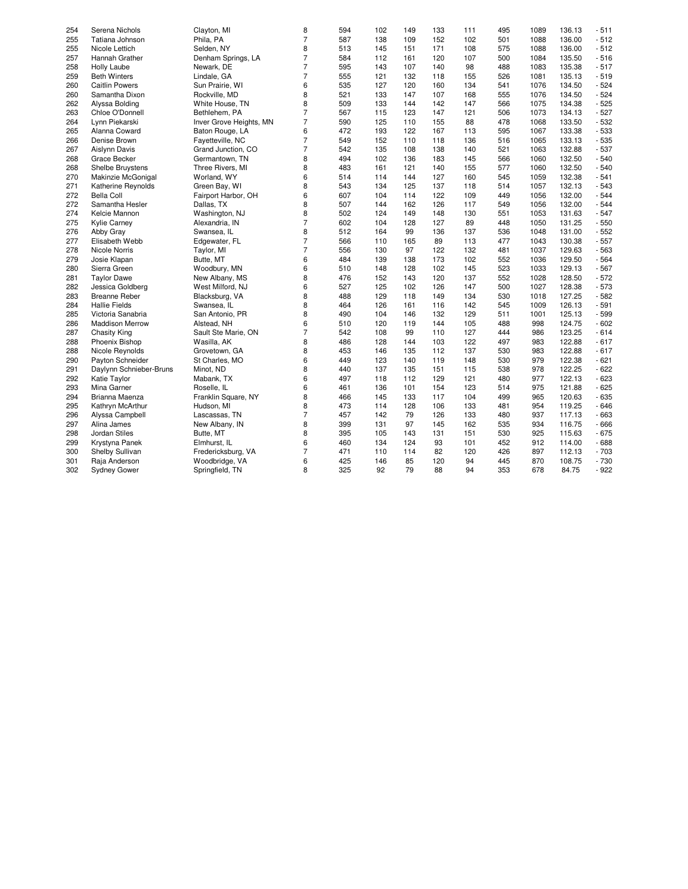| | | | | | | | | | | | | |
|---|---|---|---|---|---|---|---|---|---|---|---|---|
| 254 | Serena Nichols | Clayton, MI | 8 | 594 | 102 | 149 | 133 | 111 | 495 | 1089 | 136.13 | - 511 |
| 255 | Tatiana Johnson | Phila, PA | 7 | 587 | 138 | 109 | 152 | 102 | 501 | 1088 | 136.00 | - 512 |
| 255 | Nicole Lettich | Selden, NY | 8 | 513 | 145 | 151 | 171 | 108 | 575 | 1088 | 136.00 | - 512 |
| 257 | Hannah Grather | Denham Springs, LA | 7 | 584 | 112 | 161 | 120 | 107 | 500 | 1084 | 135.50 | - 516 |
| 258 | Holly Laube | Newark, DE | 7 | 595 | 143 | 107 | 140 | 98 | 488 | 1083 | 135.38 | - 517 |
| 259 | Beth Winters | Lindale, GA | 7 | 555 | 121 | 132 | 118 | 155 | 526 | 1081 | 135.13 | - 519 |
| 260 | Caitlin Powers | Sun Prairie, WI | 6 | 535 | 127 | 120 | 160 | 134 | 541 | 1076 | 134.50 | - 524 |
| 260 | Samantha Dixon | Rockville, MD | 8 | 521 | 133 | 147 | 107 | 168 | 555 | 1076 | 134.50 | - 524 |
| 262 | Alyssa Bolding | White House, TN | 8 | 509 | 133 | 144 | 142 | 147 | 566 | 1075 | 134.38 | - 525 |
| 263 | Chloe O'Donnell | Bethlehem, PA | 7 | 567 | 115 | 123 | 147 | 121 | 506 | 1073 | 134.13 | - 527 |
| 264 | Lynn Piekarski | Inver Grove Heights, MN | 7 | 590 | 125 | 110 | 155 | 88 | 478 | 1068 | 133.50 | - 532 |
| 265 | Alanna Coward | Baton Rouge, LA | 6 | 472 | 193 | 122 | 167 | 113 | 595 | 1067 | 133.38 | - 533 |
| 266 | Denise Brown | Fayetteville, NC | 7 | 549 | 152 | 110 | 118 | 136 | 516 | 1065 | 133.13 | - 535 |
| 267 | Aislynn Davis | Grand Junction, CO | 7 | 542 | 135 | 108 | 138 | 140 | 521 | 1063 | 132.88 | - 537 |
| 268 | Grace Becker | Germantown, TN | 8 | 494 | 102 | 136 | 183 | 145 | 566 | 1060 | 132.50 | - 540 |
| 268 | Shelbe Bruystens | Three Rivers, MI | 8 | 483 | 161 | 121 | 140 | 155 | 577 | 1060 | 132.50 | - 540 |
| 270 | Makinzie McGonigal | Worland, WY | 6 | 514 | 114 | 144 | 127 | 160 | 545 | 1059 | 132.38 | - 541 |
| 271 | Katherine Reynolds | Green Bay, WI | 8 | 543 | 134 | 125 | 137 | 118 | 514 | 1057 | 132.13 | - 543 |
| 272 | Bella Coll | Fairport Harbor, OH | 6 | 607 | 104 | 114 | 122 | 109 | 449 | 1056 | 132.00 | - 544 |
| 272 | Samantha Hesler | Dallas, TX | 8 | 507 | 144 | 162 | 126 | 117 | 549 | 1056 | 132.00 | - 544 |
| 274 | Kelcie Mannon | Washington, NJ | 8 | 502 | 124 | 149 | 148 | 130 | 551 | 1053 | 131.63 | - 547 |
| 275 | Kylie Carney | Alexandria, IN | 7 | 602 | 104 | 128 | 127 | 89 | 448 | 1050 | 131.25 | - 550 |
| 276 | Abby Gray | Swansea, IL | 8 | 512 | 164 | 99 | 136 | 137 | 536 | 1048 | 131.00 | - 552 |
| 277 | Elisabeth Webb | Edgewater, FL | 7 | 566 | 110 | 165 | 89 | 113 | 477 | 1043 | 130.38 | - 557 |
| 278 | Nicole Norris | Taylor, MI | 7 | 556 | 130 | 97 | 122 | 132 | 481 | 1037 | 129.63 | - 563 |
| 279 | Josie Klapan | Butte, MT | 6 | 484 | 139 | 138 | 173 | 102 | 552 | 1036 | 129.50 | - 564 |
| 280 | Sierra Green | Woodbury, MN | 6 | 510 | 148 | 128 | 102 | 145 | 523 | 1033 | 129.13 | - 567 |
| 281 | Taylor Dawe | New Albany, MS | 8 | 476 | 152 | 143 | 120 | 137 | 552 | 1028 | 128.50 | - 572 |
| 282 | Jessica Goldberg | West Milford, NJ | 6 | 527 | 125 | 102 | 126 | 147 | 500 | 1027 | 128.38 | - 573 |
| 283 | Breanne Reber | Blacksburg, VA | 8 | 488 | 129 | 118 | 149 | 134 | 530 | 1018 | 127.25 | - 582 |
| 284 | Hallie Fields | Swansea, IL | 8 | 464 | 126 | 161 | 116 | 142 | 545 | 1009 | 126.13 | - 591 |
| 285 | Victoria Sanabria | San Antonio, PR | 8 | 490 | 104 | 146 | 132 | 129 | 511 | 1001 | 125.13 | - 599 |
| 286 | Maddison Merrow | Alstead, NH | 6 | 510 | 120 | 119 | 144 | 105 | 488 | 998 | 124.75 | - 602 |
| 287 | Chasity King | Sault Ste Marie, ON | 7 | 542 | 108 | 99 | 110 | 127 | 444 | 986 | 123.25 | - 614 |
| 288 | Phoenix Bishop | Wasilla, AK | 8 | 486 | 128 | 144 | 103 | 122 | 497 | 983 | 122.88 | - 617 |
| 288 | Nicole Reynolds | Grovetown, GA | 8 | 453 | 146 | 135 | 112 | 137 | 530 | 983 | 122.88 | - 617 |
| 290 | Payton Schneider | St Charles, MO | 6 | 449 | 123 | 140 | 119 | 148 | 530 | 979 | 122.38 | - 621 |
| 291 | Daylynn Schnieber-Bruns | Minot, ND | 8 | 440 | 137 | 135 | 151 | 115 | 538 | 978 | 122.25 | - 622 |
| 292 | Katie Taylor | Mabank, TX | 6 | 497 | 118 | 112 | 129 | 121 | 480 | 977 | 122.13 | - 623 |
| 293 | Mina Garner | Roselle, IL | 6 | 461 | 136 | 101 | 154 | 123 | 514 | 975 | 121.88 | - 625 |
| 294 | Brianna Maenza | Franklin Square, NY | 8 | 466 | 145 | 133 | 117 | 104 | 499 | 965 | 120.63 | - 635 |
| 295 | Kathryn McArthur | Hudson, MI | 8 | 473 | 114 | 128 | 106 | 133 | 481 | 954 | 119.25 | - 646 |
| 296 | Alyssa Campbell | Lascassas, TN | 7 | 457 | 142 | 79 | 126 | 133 | 480 | 937 | 117.13 | - 663 |
| 297 | Alina James | New Albany, IN | 8 | 399 | 131 | 97 | 145 | 162 | 535 | 934 | 116.75 | - 666 |
| 298 | Jordan Stiles | Butte, MT | 8 | 395 | 105 | 143 | 131 | 151 | 530 | 925 | 115.63 | - 675 |
| 299 | Krystyna Panek | Elmhurst, IL | 6 | 460 | 134 | 124 | 93 | 101 | 452 | 912 | 114.00 | - 688 |
| 300 | Shelby Sullivan | Fredericksburg, VA | 7 | 471 | 110 | 114 | 82 | 120 | 426 | 897 | 112.13 | - 703 |
| 301 | Raja Anderson | Woodbridge, VA | 6 | 425 | 146 | 85 | 120 | 94 | 445 | 870 | 108.75 | - 730 |
| 302 | Sydney Gower | Springfield, TN | 8 | 325 | 92 | 79 | 88 | 94 | 353 | 678 | 84.75 | - 922 |